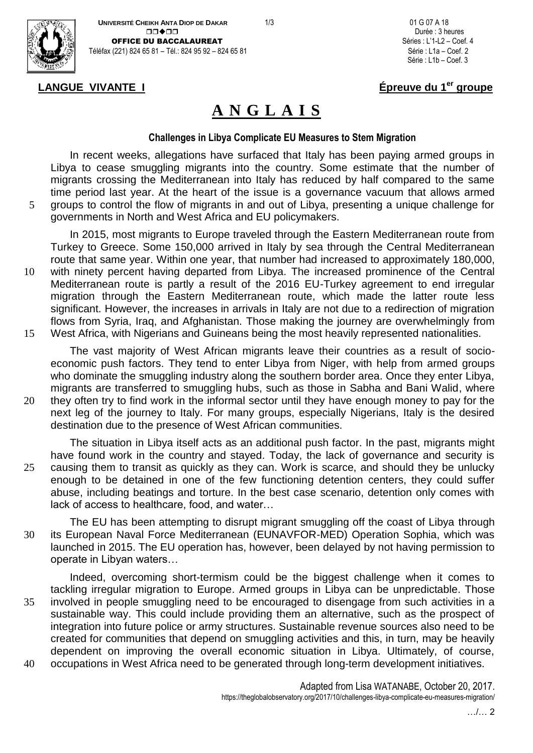UNIVERSITÉ CHEIKH ANTA DIOP DE DAKAR

OFFICE DU BACCALAUREAT

Téléfax (221) 824 65 81 – Tél.: 824 95 92 – 824 65 81

01 G 07 A 18
Durée : 3 heures
Séries : L'1-L2 – Coef. 4
Série : L1a – Coef. 2
Série : L1b – Coef. 3

**LANGUE VIVANTE I** **Épreuve du 1er groupe**

# A N G L A I S

## Challenges in Libya Complicate EU Measures to Stem Migration

In recent weeks, allegations have surfaced that Italy has been paying armed groups in Libya to cease smuggling migrants into the country. Some estimate that the number of migrants crossing the Mediterranean into Italy has reduced by half compared to the same time period last year. At the heart of the issue is a governance vacuum that allows armed groups to control the flow of migrants in and out of Libya, presenting a unique challenge for governments in North and West Africa and EU policymakers.

In 2015, most migrants to Europe traveled through the Eastern Mediterranean route from Turkey to Greece. Some 150,000 arrived in Italy by sea through the Central Mediterranean route that same year. Within one year, that number had increased to approximately 180,000, with ninety percent having departed from Libya. The increased prominence of the Central Mediterranean route is partly a result of the 2016 EU-Turkey agreement to end irregular migration through the Eastern Mediterranean route, which made the latter route less significant. However, the increases in arrivals in Italy are not due to a redirection of migration flows from Syria, Iraq, and Afghanistan. Those making the journey are overwhelmingly from West Africa, with Nigerians and Guineans being the most heavily represented nationalities.

The vast majority of West African migrants leave their countries as a result of socio-economic push factors. They tend to enter Libya from Niger, with help from armed groups who dominate the smuggling industry along the southern border area. Once they enter Libya, migrants are transferred to smuggling hubs, such as those in Sabha and Bani Walid, where they often try to find work in the informal sector until they have enough money to pay for the next leg of the journey to Italy. For many groups, especially Nigerians, Italy is the desired destination due to the presence of West African communities.

The situation in Libya itself acts as an additional push factor. In the past, migrants might have found work in the country and stayed. Today, the lack of governance and security is causing them to transit as quickly as they can. Work is scarce, and should they be unlucky enough to be detained in one of the few functioning detention centers, they could suffer abuse, including beatings and torture. In the best case scenario, detention only comes with lack of access to healthcare, food, and water…

The EU has been attempting to disrupt migrant smuggling off the coast of Libya through its European Naval Force Mediterranean (EUNAVFOR-MED) Operation Sophia, which was launched in 2015. The EU operation has, however, been delayed by not having permission to operate in Libyan waters…

Indeed, overcoming short-termism could be the biggest challenge when it comes to tackling irregular migration to Europe. Armed groups in Libya can be unpredictable. Those involved in people smuggling need to be encouraged to disengage from such activities in a sustainable way. This could include providing them an alternative, such as the prospect of integration into future police or army structures. Sustainable revenue sources also need to be created for communities that depend on smuggling activities and this, in turn, may be heavily dependent on improving the overall economic situation in Libya. Ultimately, of course, occupations in West Africa need to be generated through long-term development initiatives.

Adapted from Lisa WATANABE, October 20, 2017.
https://theglobalobservatory.org/2017/10/challenges-libya-complicate-eu-measures-migration/

…/… 2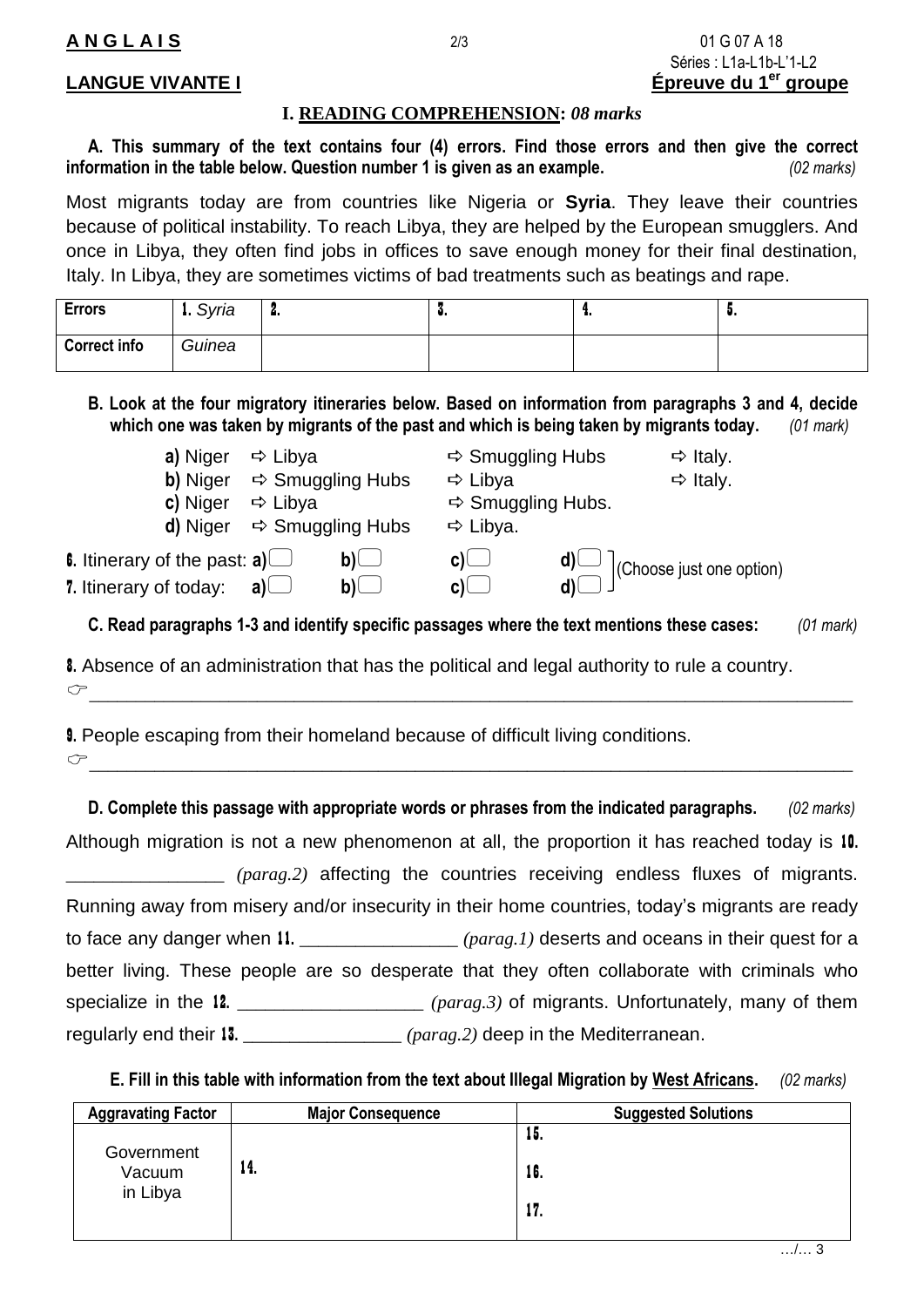**ANGLAIS** 01 G 07 A 18
Séries : L1a-L1b-L'1-L2
**LANGUE VIVANTE I** **Épreuve du 1er groupe**

## I. READING COMPREHENSION: *08 marks*

**A. This summary of the text contains four (4) errors. Find those errors and then give the correct information in the table below. Question number 1 is given as an example.** *(02 marks)*

Most migrants today are from countries like Nigeria or **Syria**. They leave their countries because of political instability. To reach Libya, they are helped by the European smugglers. And once in Libya, they often find jobs in offices to save enough money for their final destination, Italy. In Libya, they are sometimes victims of bad treatments such as beatings and rape.

| **Errors** | **1.** *Syria* | **2.** | **3.** | **4.** | **5.** |
|---|---|---|---|---|---|
| **Correct info** | *Guinea* | | | | |

**B. Look at the four migratory itineraries below. Based on information from paragraphs 3 and 4, decide which one was taken by migrants of the past and which is being taken by migrants today.** *(01 mark)*

**a)** Niger ⇨ Libya ⇨ Smuggling Hubs ⇨ Italy.
**b)** Niger ⇨ Smuggling Hubs ⇨ Libya ⇨ Italy.
**c)** Niger ⇨ Libya ⇨ Smuggling Hubs.
**d)** Niger ⇨ Smuggling Hubs ⇨ Libya.

**6.** Itinerary of the past: **a)** ☐ **b)** ☐ **c)** ☐ **d)** ☐
**7.** Itinerary of today: **a)** ☐ **b)** ☐ **c)** ☐ **d)** ☐ (Choose just one option)

**C. Read paragraphs 1-3 and identify specific passages where the text mentions these cases:** *(01 mark)*

**8.** Absence of an administration that has the political and legal authority to rule a country.
☞ ___________________________________________________________________________

**9.** People escaping from their homeland because of difficult living conditions.
☞ ___________________________________________________________________________

**D. Complete this passage with appropriate words or phrases from the indicated paragraphs.** *(02 marks)*

Although migration is not a new phenomenon at all, the proportion it has reached today is **10.** _______________ *(parag.2)* affecting the countries receiving endless fluxes of migrants. Running away from misery and/or insecurity in their home countries, today's migrants are ready to face any danger when **11.** _______________ *(parag.1)* deserts and oceans in their quest for a better living. These people are so desperate that they often collaborate with criminals who specialize in the **12.** _________________ *(parag.3)* of migrants. Unfortunately, many of them regularly end their **13.** _______________ *(parag.2)* deep in the Mediterranean.

**E. Fill in this table with information from the text about Illegal Migration by West Africans.** *(02 marks)*

| Aggravating Factor | Major Consequence | Suggested Solutions |
|---|---|---|
| Government Vacuum in Libya | **14.** | **15.**<br>**16.**<br>**17.** |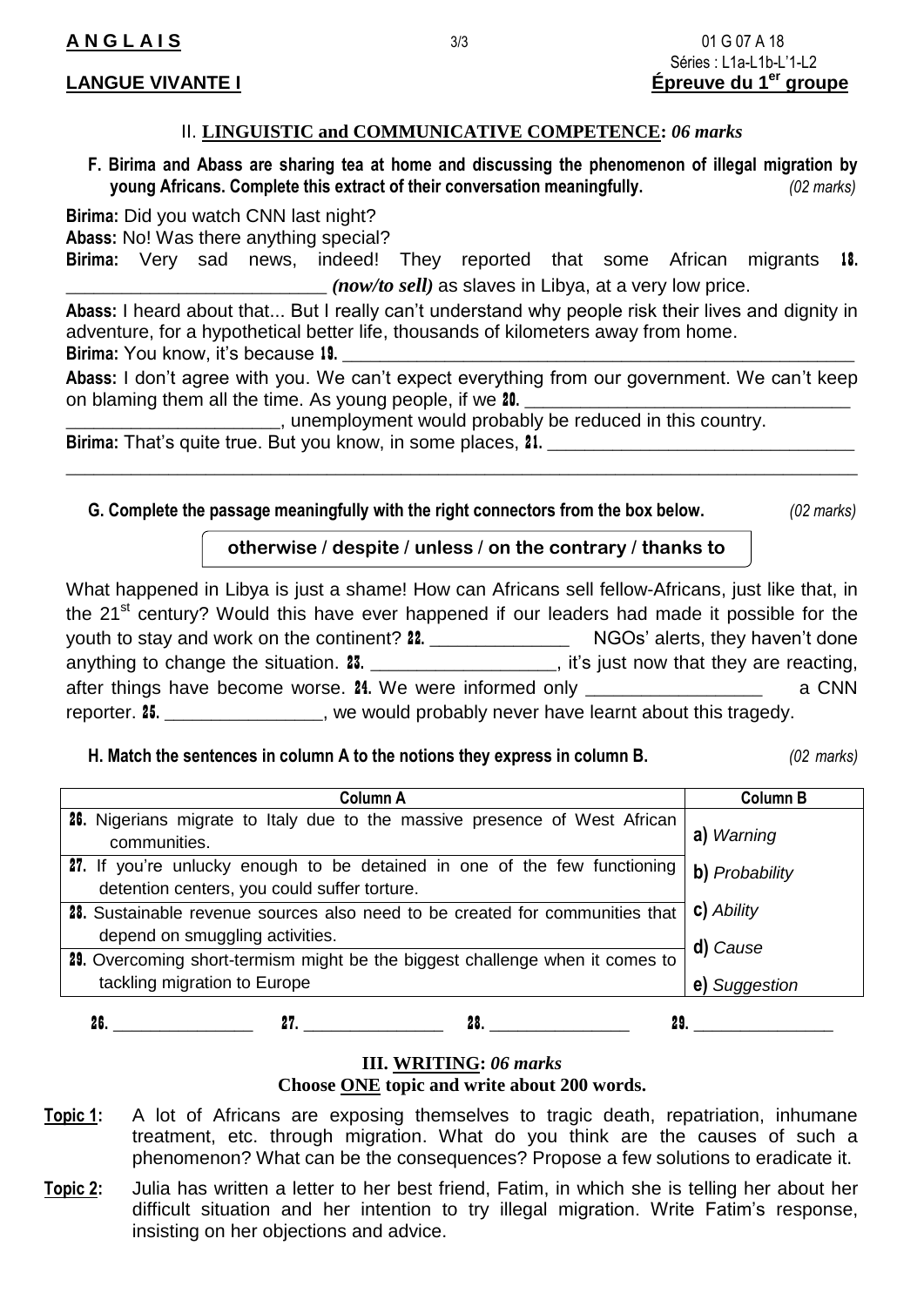## II. **LINGUISTIC and COMMUNICATIVE COMPETENCE:** *06 marks*

**F. Birima and Abass are sharing tea at home and discussing the phenomenon of illegal migration by young Africans. Complete this extract of their conversation meaningfully.** *(02 marks)*

**Birima:** Did you watch CNN last night?

**Abass:** No! Was there anything special?

**Birima:** Very sad news, indeed! They reported that some African migrants **18.** __________________________ ***(now/to sell)*** as slaves in Libya, at a very low price.

**Abass:** I heard about that... But I really can't understand why people risk their lives and dignity in adventure, for a hypothetical better life, thousands of kilometers away from home.

**Birima:** You know, it's because **19.** ______________________________________________________

**Abass:** I don't agree with you. We can't expect everything from our government. We can't keep on blaming them all the time. As young people, if we **20.** __________________________________ _____________________, unemployment would probably be reduced in this country.

**Birima:** That's quite true. But you know, in some places, **21.** _______________________________ ________________________________________________________________________________

**G. Complete the passage meaningfully with the right connectors from the box below.** *(02 marks)*

**otherwise / despite / unless / on the contrary / thanks to**

What happened in Libya is just a shame! How can Africans sell fellow-Africans, just like that, in the 21st century? Would this have ever happened if our leaders had made it possible for the youth to stay and work on the continent? **22.** ______________ NGOs' alerts, they haven't done anything to change the situation. **23.** __________________, it's just now that they are reacting, after things have become worse. **24.** We were informed only _________________ a CNN reporter. **25.** ________________, we would probably never have learnt about this tragedy.

**H. Match the sentences in column A to the notions they express in column B.** *(02 marks)*

| Column A | Column B |
|---|---|
| **26.** Nigerians migrate to Italy due to the massive presence of West African communities. | **a)** *Warning* |
| **27.** If you're unlucky enough to be detained in one of the few functioning detention centers, you could suffer torture. | **b)** *Probability* |
| **28.** Sustainable revenue sources also need to be created for communities that depend on smuggling activities. | **c)** *Ability* |
| **29.** Overcoming short-termism might be the biggest challenge when it comes to tackling migration to Europe | **d)** *Cause* |
| | **e)** *Suggestion* |

**26.** _______________ **27.** _______________ **28.** _______________ **29.** _______________

## III. **WRITING:** *06 marks*

**Choose ONE topic and write about 200 words.**

**Topic 1:** A lot of Africans are exposing themselves to tragic death, repatriation, inhumane treatment, etc. through migration. What do you think are the causes of such a phenomenon? What can be the consequences? Propose a few solutions to eradicate it.

**Topic 2:** Julia has written a letter to her best friend, Fatim, in which she is telling her about her difficult situation and her intention to try illegal migration. Write Fatim's response, insisting on her objections and advice.